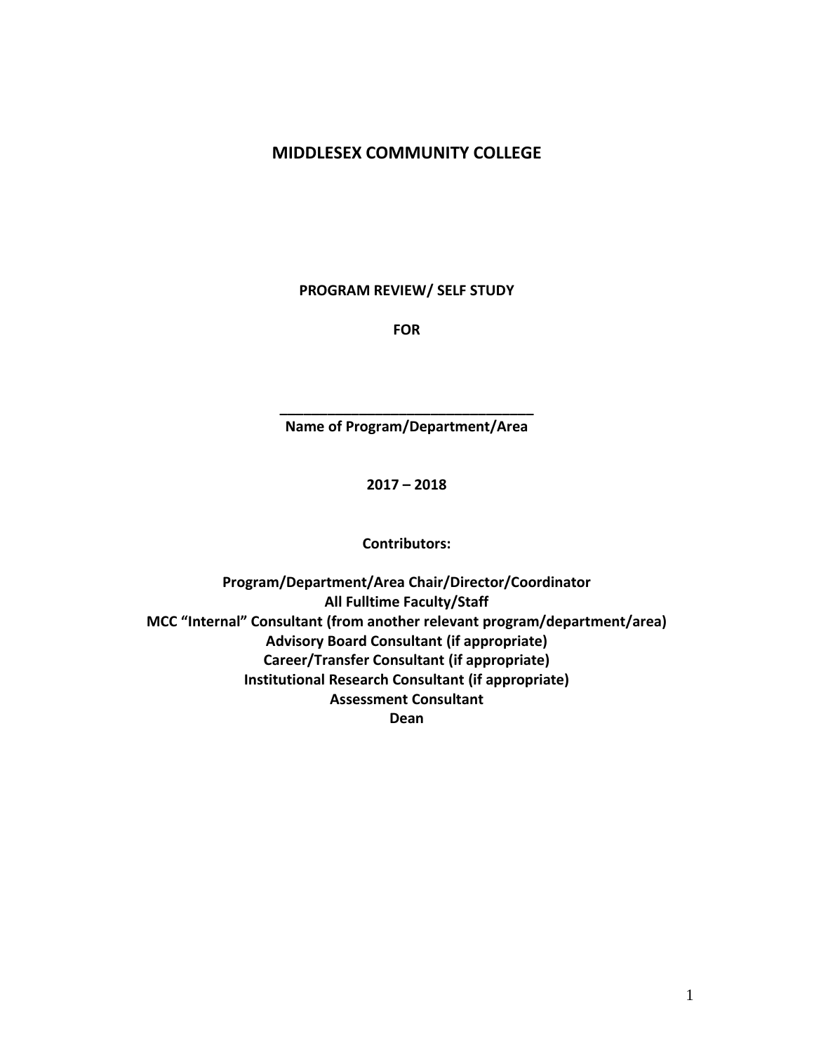# MIDDLESEX COMMUNITY COLLEGE

**PROGRAM REVIEW/ SELF STUDY**

**FOR**

**________________________________**
**Name of Program/Department/Area**

**2017 – 2018**

**Contributors:**

**Program/Department/Area Chair/Director/Coordinator**
**All Fulltime Faculty/Staff**
**MCC "Internal" Consultant (from another relevant program/department/area)**
**Advisory Board Consultant (if appropriate)**
**Career/Transfer Consultant (if appropriate)**
**Institutional Research Consultant (if appropriate)**
**Assessment Consultant**
**Dean**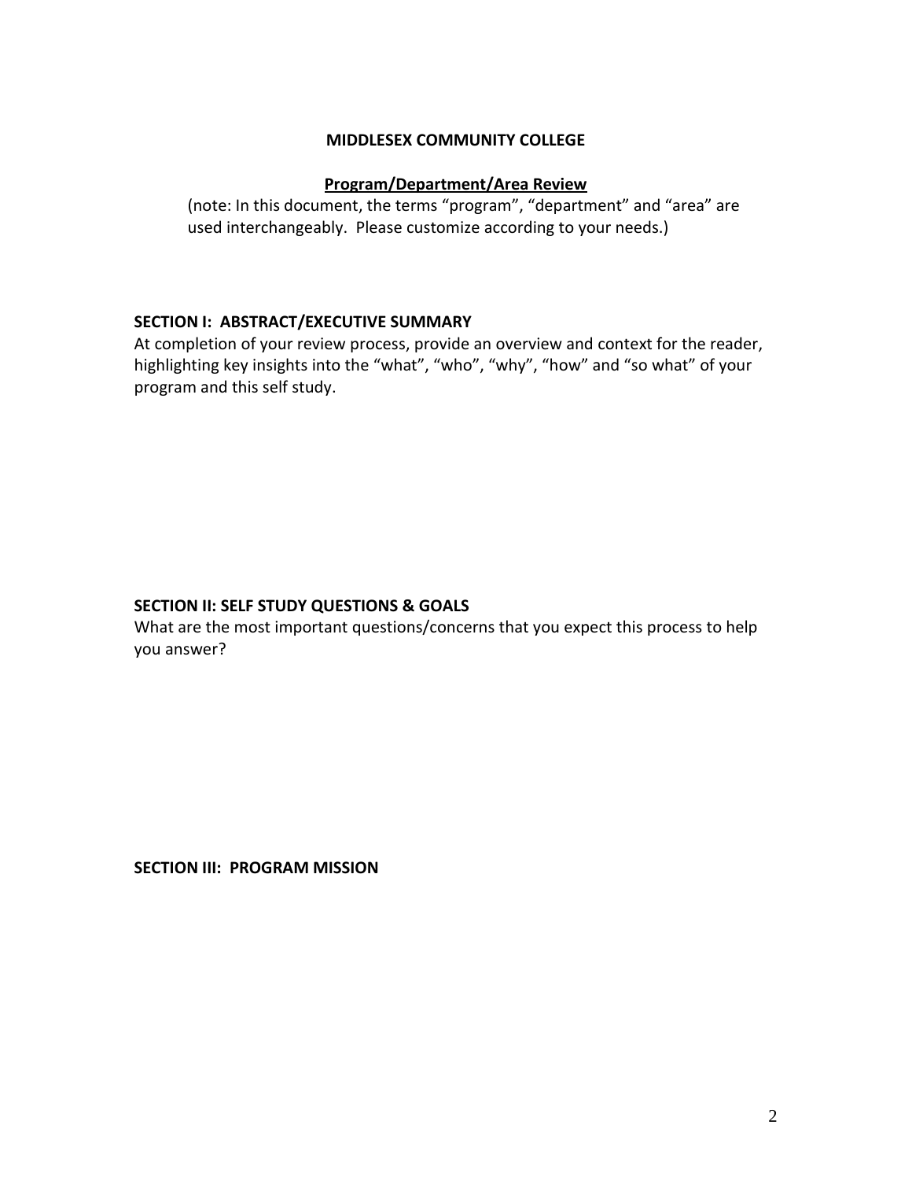**MIDDLESEX COMMUNITY COLLEGE**

**Program/Department/Area Review**

(note: In this document, the terms "program", "department" and "area" are used interchangeably. Please customize according to your needs.)

## SECTION I: ABSTRACT/EXECUTIVE SUMMARY

At completion of your review process, provide an overview and context for the reader, highlighting key insights into the "what", "who", "why", "how" and "so what" of your program and this self study.

## SECTION II: SELF STUDY QUESTIONS & GOALS

What are the most important questions/concerns that you expect this process to help you answer?

## SECTION III: PROGRAM MISSION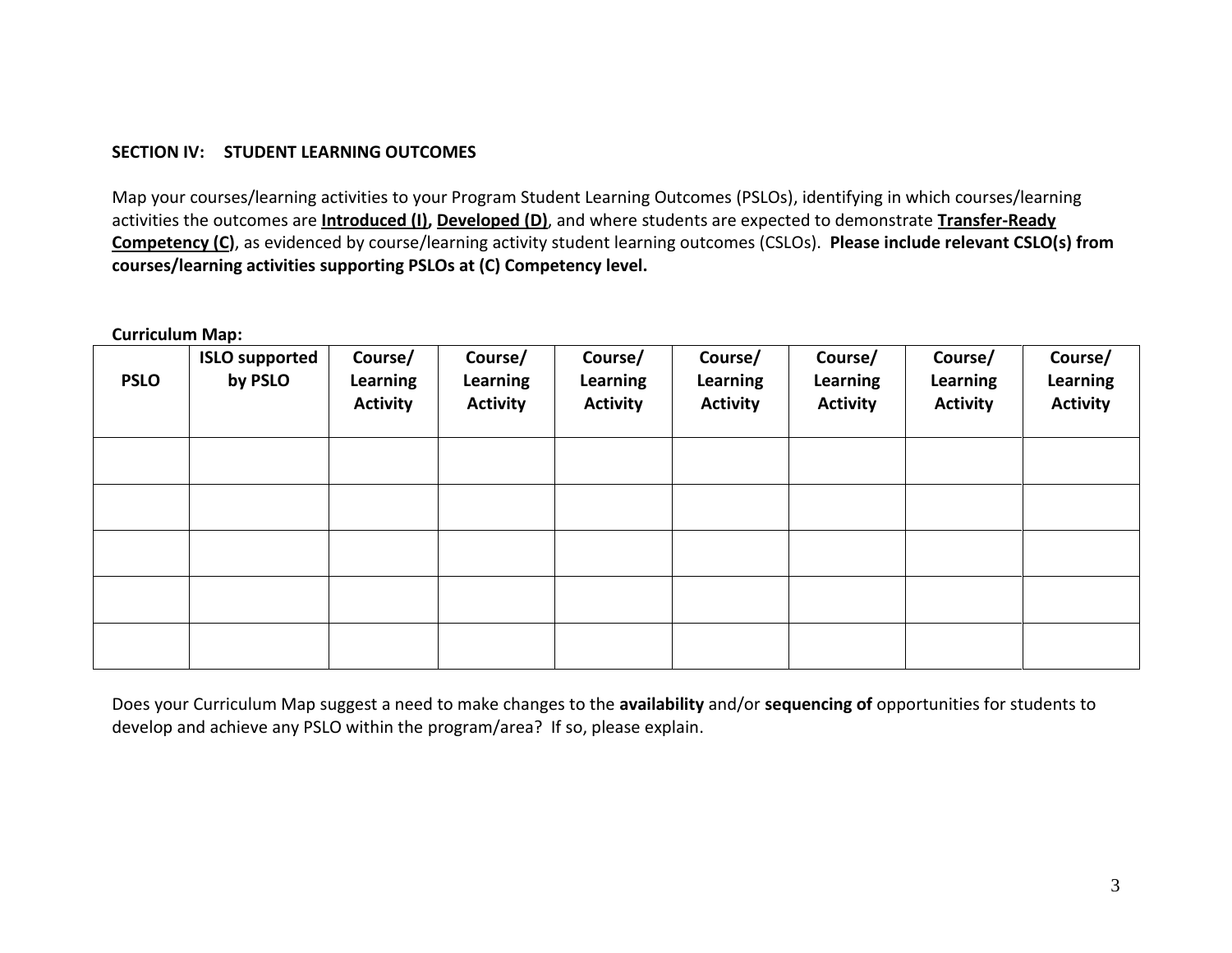**SECTION IV: STUDENT LEARNING OUTCOMES**

Map your courses/learning activities to your Program Student Learning Outcomes (PSLOs), identifying in which courses/learning activities the outcomes are **Introduced (I), Developed (D)**, and where students are expected to demonstrate **Transfer-Ready Competency (C)**, as evidenced by course/learning activity student learning outcomes (CSLOs). **Please include relevant CSLO(s) from courses/learning activities supporting PSLOs at (C) Competency level.**

**Curriculum Map:**

| PSLO | ISLO supported by PSLO | Course/ Learning Activity | Course/ Learning Activity | Course/ Learning Activity | Course/ Learning Activity | Course/ Learning Activity | Course/ Learning Activity | Course/ Learning Activity |
|---|---|---|---|---|---|---|---|---|
| | | | | | | | | |
| | | | | | | | | |
| | | | | | | | | |
| | | | | | | | | |
| | | | | | | | | |

Does your Curriculum Map suggest a need to make changes to the **availability** and/or **sequencing of** opportunities for students to develop and achieve any PSLO within the program/area? If so, please explain.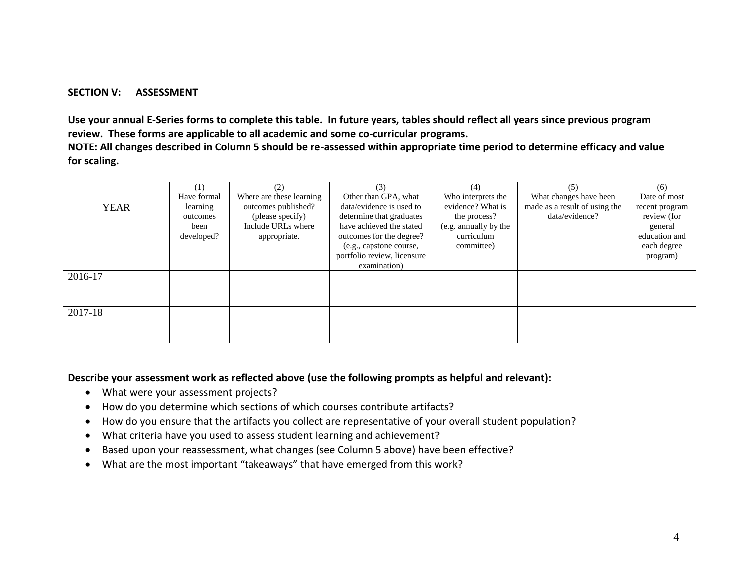## SECTION V: ASSESSMENT

**Use your annual E-Series forms to complete this table. In future years, tables should reflect all years since previous program review. These forms are applicable to all academic and some co-curricular programs.**

**NOTE: All changes described in Column 5 should be re-assessed within appropriate time period to determine efficacy and value for scaling.**

| YEAR | (1) Have formal learning outcomes been developed? | (2) Where are these learning outcomes published? (please specify) Include URLs where appropriate. | (3) Other than GPA, what data/evidence is used to determine that graduates have achieved the stated outcomes for the degree? (e.g., capstone course, portfolio review, licensure examination) | (4) Who interprets the evidence? What is the process? (e.g. annually by the curriculum committee) | (5) What changes have been made as a result of using the data/evidence? | (6) Date of most recent program review (for general education and each degree program) |
|---|---|---|---|---|---|---|
| 2016-17 | | | | | | |
| 2017-18 | | | | | | |

**Describe your assessment work as reflected above (use the following prompts as helpful and relevant):**

- What were your assessment projects?
- How do you determine which sections of which courses contribute artifacts?
- How do you ensure that the artifacts you collect are representative of your overall student population?
- What criteria have you used to assess student learning and achievement?
- Based upon your reassessment, what changes (see Column 5 above) have been effective?
- What are the most important "takeaways" that have emerged from this work?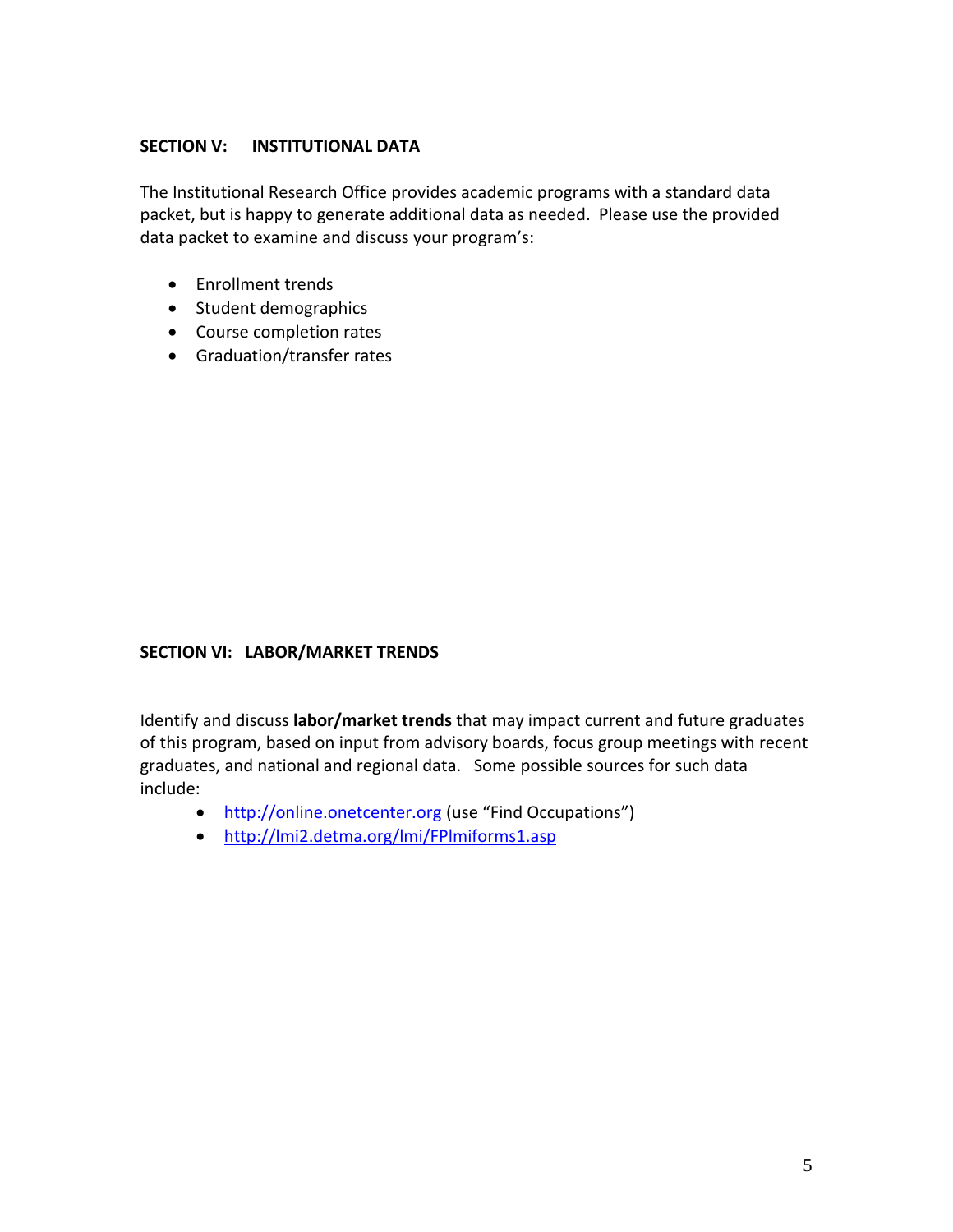## SECTION V: INSTITUTIONAL DATA

The Institutional Research Office provides academic programs with a standard data packet, but is happy to generate additional data as needed. Please use the provided data packet to examine and discuss your program's:

- Enrollment trends
- Student demographics
- Course completion rates
- Graduation/transfer rates

## SECTION VI: LABOR/MARKET TRENDS

Identify and discuss **labor/market trends** that may impact current and future graduates of this program, based on input from advisory boards, focus group meetings with recent graduates, and national and regional data. Some possible sources for such data include:

- http://online.onetcenter.org (use "Find Occupations")
- http://lmi2.detma.org/lmi/FPlmiforms1.asp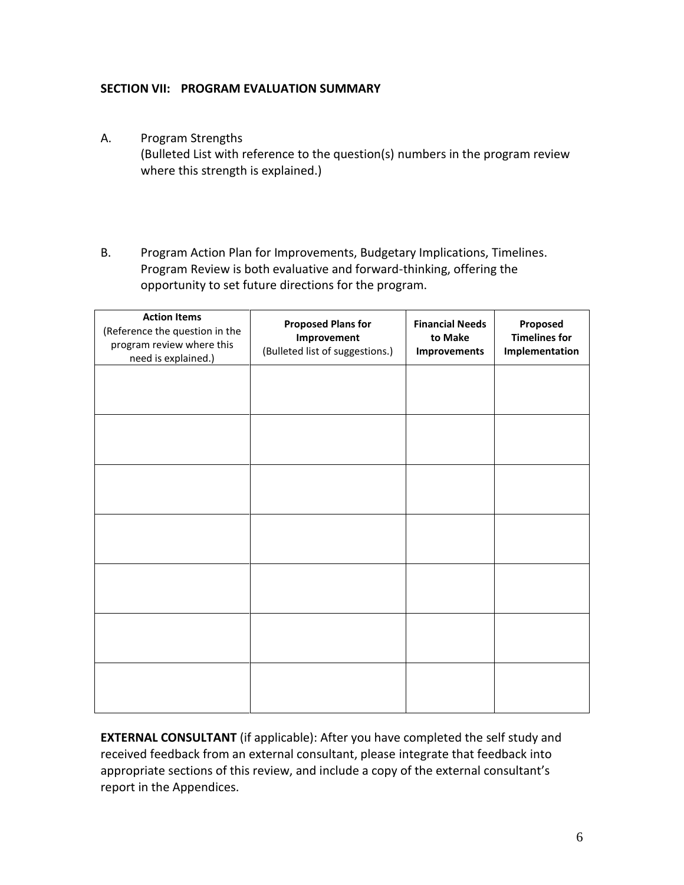### SECTION VII: PROGRAM EVALUATION SUMMARY

A. Program Strengths
(Bulleted List with reference to the question(s) numbers in the program review where this strength is explained.)

B. Program Action Plan for Improvements, Budgetary Implications, Timelines. Program Review is both evaluative and forward-thinking, offering the opportunity to set future directions for the program.

| **Action Items** (Reference the question in the program review where this need is explained.) | **Proposed Plans for Improvement** (Bulleted list of suggestions.) | **Financial Needs to Make Improvements** | **Proposed Timelines for Implementation** |
|---|---|---|---|
| | | | |
| | | | |
| | | | |
| | | | |
| | | | |
| | | | |
| | | | |

**EXTERNAL CONSULTANT** (if applicable): After you have completed the self study and received feedback from an external consultant, please integrate that feedback into appropriate sections of this review, and include a copy of the external consultant's report in the Appendices.